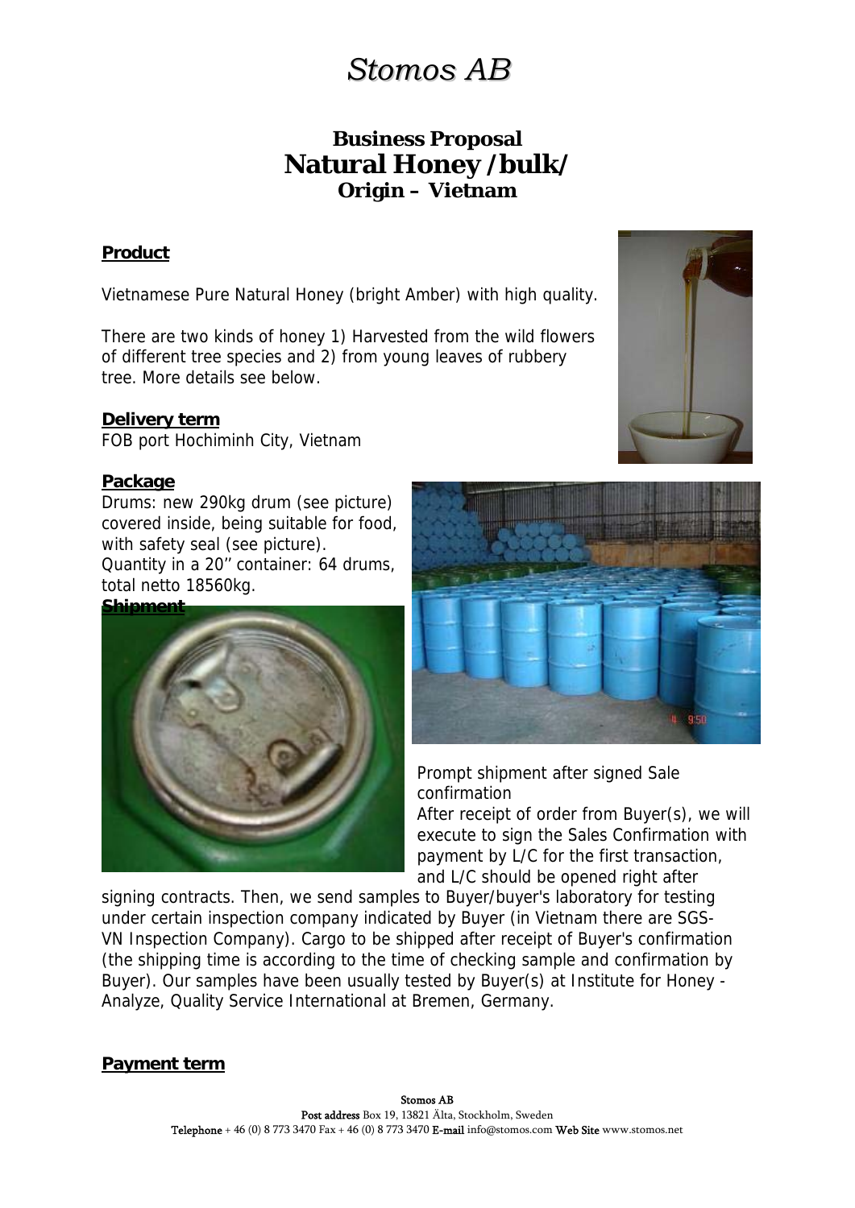# Stomos AB

## Business Proposal
## Natural Honey /bulk/
### Origin – Vietnam

**Product**

Vietnamese Pure Natural Honey (bright Amber) with high quality.

There are two kinds of honey 1) Harvested from the wild flowers of different tree species and 2) from young leaves of rubbery tree. More details see below.

**Delivery term**

FOB port Hochiminh City, Vietnam

**Package**

Drums: new 290kg drum (see picture) covered inside, being suitable for food, with safety seal (see picture).
Quantity in a 20'' container: 64 drums, total netto 18560kg.

**Shipment**

Prompt shipment after signed Sale confirmation
After receipt of order from Buyer(s), we will execute to sign the Sales Confirmation with payment by L/C for the first transaction, and L/C should be opened right after signing contracts. Then, we send samples to Buyer/buyer's laboratory for testing under certain inspection company indicated by Buyer (in Vietnam there are SGS-VN Inspection Company). Cargo to be shipped after receipt of Buyer's confirmation (the shipping time is according to the time of checking sample and confirmation by Buyer). Our samples have been usually tested by Buyer(s) at Institute for Honey - Analyze, Quality Service International at Bremen, Germany.

**Payment term**

**Stomos AB**
**Post address** Box 19, 13821 Älta, Stockholm, Sweden
**Telephone** + 46 (0) 8 773 3470 Fax + 46 (0) 8 773 3470 **E-mail** info@stomos.com **Web Site** www.stomos.net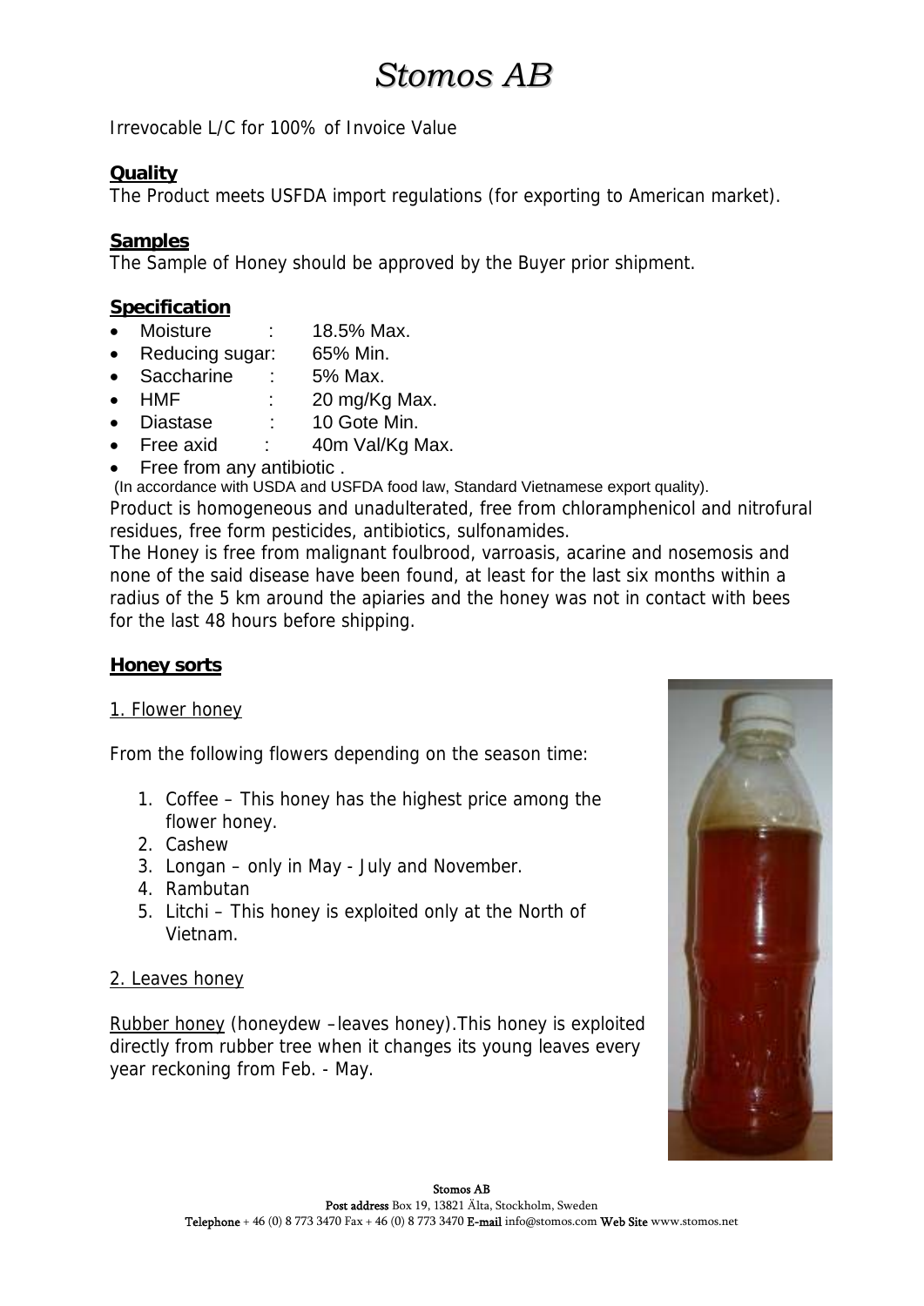// Stomos AB

Irrevocable L/C for 100% of Invoice Value

**Quality**
The Product meets USFDA import regulations (for exporting to American market).

**Samples**
The Sample of Honey should be approved by the Buyer prior shipment.

**Specification**

- Moisture : 18.5% Max.
- Reducing sugar: 65% Min.
- Saccharine : 5% Max.
- HMF : 20 mg/Kg Max.
- Diastase : 10 Gote Min.
- Free axid : 40m Val/Kg Max.
- Free from any antibiotic .

(In accordance with USDA and USFDA food law, Standard Vietnamese export quality).

Product is homogeneous and unadulterated, free from chloramphenicol and nitrofural residues, free form pesticides, antibiotics, sulfonamides.

The Honey is free from malignant foulbrood, varroasis, acarine and nosemosis and none of the said disease have been found, at least for the last six months within a radius of the 5 km around the apiaries and the honey was not in contact with bees for the last 48 hours before shipping.

**Honey sorts**

1. Flower honey

From the following flowers depending on the season time:

1. Coffee – This honey has the highest price among the flower honey.
2. Cashew
3. Longan – only in May - July and November.
4. Rambutan
5. Litchi – This honey is exploited only at the North of Vietnam.

2. Leaves honey

Rubber honey (honeydew –leaves honey).This honey is exploited directly from rubber tree when it changes its young leaves every year reckoning from Feb. - May.

Stomos AB
Post address Box 19, 13821 Älta, Stockholm, Sweden
Telephone + 46 (0) 8 773 3470 Fax + 46 (0) 8 773 3470 E-mail info@stomos.com Web Site www.stomos.net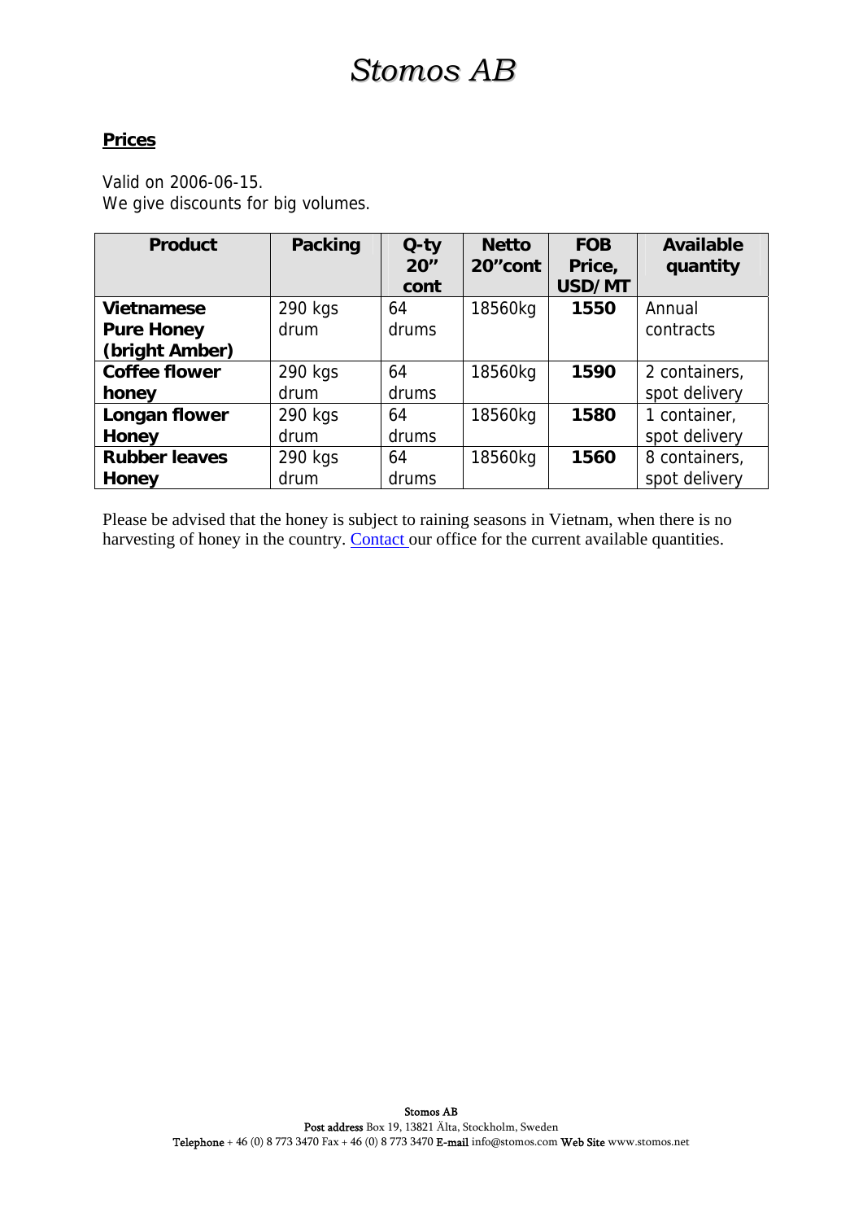# *Stomos AB*

**Prices**

Valid on 2006-06-15.
We give discounts for big volumes.

| Product | Packing | Q-ty 20" cont | Netto 20"cont | FOB Price, USD/MT | Available quantity |
|---|---|---|---|---|---|
| **Vietnamese Pure Honey (bright Amber)** | 290 kgs drum | 64 drums | 18560kg | **1550** | Annual contracts |
| **Coffee flower honey** | 290 kgs drum | 64 drums | 18560kg | **1590** | 2 containers, spot delivery |
| **Longan flower Honey** | 290 kgs drum | 64 drums | 18560kg | **1580** | 1 container, spot delivery |
| **Rubber leaves Honey** | 290 kgs drum | 64 drums | 18560kg | **1560** | 8 containers, spot delivery |

Please be advised that the honey is subject to raining seasons in Vietnam, when there is no harvesting of honey in the country. Contact our office for the current available quantities.

**Stomos AB**
**Post address** Box 19, 13821 Älta, Stockholm, Sweden
**Telephone** + 46 (0) 8 773 3470 Fax + 46 (0) 8 773 3470 **E-mail** info@stomos.com **Web Site** www.stomos.net